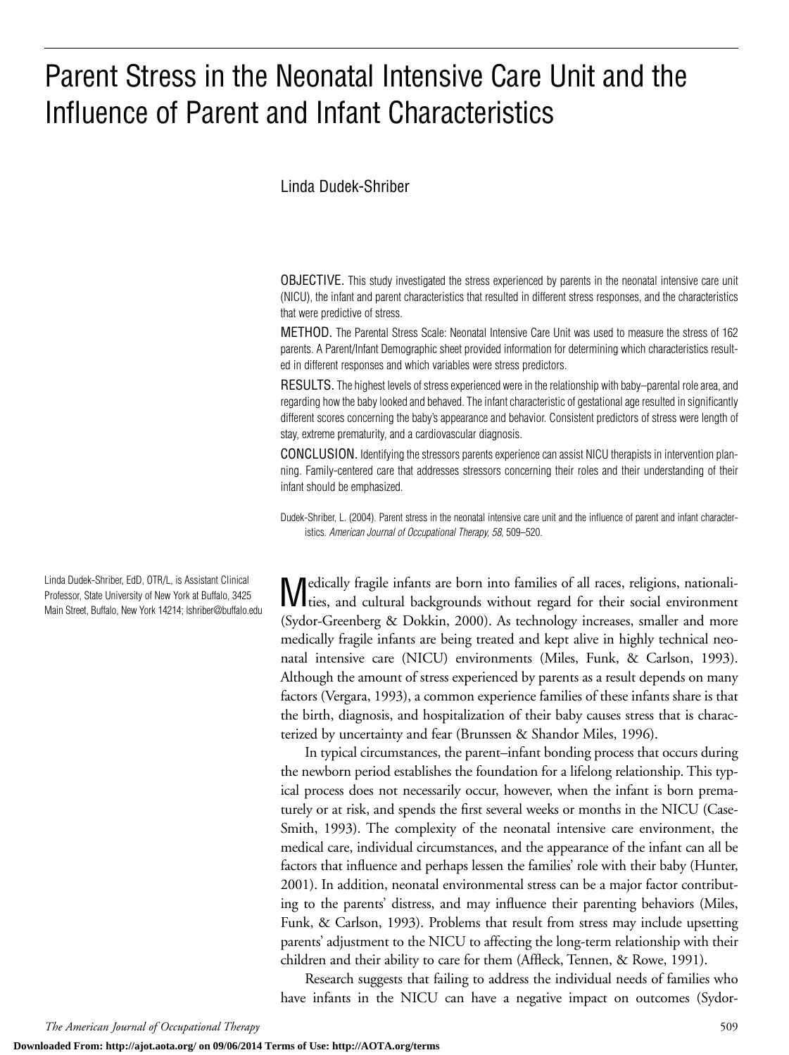# Parent Stress in the Neonatal Intensive Care Unit and the Influence of Parent and Infant Characteristics

Linda Dudek-Shriber

OBJECTIVE. This study investigated the stress experienced by parents in the neonatal intensive care unit (NICU), the infant and parent characteristics that resulted in different stress responses, and the characteristics that were predictive of stress.

METHOD. The Parental Stress Scale: Neonatal Intensive Care Unit was used to measure the stress of 162 parents. A Parent/Infant Demographic sheet provided information for determining which characteristics resulted in different responses and which variables were stress predictors.

RESULTS. The highest levels of stress experienced were in the relationship with baby–parental role area, and regarding how the baby looked and behaved. The infant characteristic of gestational age resulted in significantly different scores concerning the baby's appearance and behavior. Consistent predictors of stress were length of stay, extreme prematurity, and a cardiovascular diagnosis.

CONCLUSION. Identifying the stressors parents experience can assist NICU therapists in intervention planning. Family-centered care that addresses stressors concerning their roles and their understanding of their infant should be emphasized.

Dudek-Shriber, L. (2004). Parent stress in the neonatal intensive care unit and the influence of parent and infant characteristics. *American Journal of Occupational Therapy, 58,* 509–520.

Linda Dudek-Shriber, EdD, OTR/L, is Assistant Clinical Professor, State University of New York at Buffalo, 3425 Main Street, Buffalo, New York 14214; lshriber@buffalo.edu

Medically fragile infants are born into families of all races, religions, nationalities, and cultural backgrounds without regard for their social environment (Sydor-Greenberg & Dokkin, 2000). As technology increases, smaller and more medically fragile infants are being treated and kept alive in highly technical neonatal intensive care (NICU) environments (Miles, Funk, & Carlson, 1993). Although the amount of stress experienced by parents as a result depends on many factors (Vergara, 1993), a common experience families of these infants share is that the birth, diagnosis, and hospitalization of their baby causes stress that is characterized by uncertainty and fear (Brunssen & Shandor Miles, 1996).

In typical circumstances, the parent–infant bonding process that occurs during the newborn period establishes the foundation for a lifelong relationship. This typical process does not necessarily occur, however, when the infant is born prematurely or at risk, and spends the first several weeks or months in the NICU (Case-Smith, 1993). The complexity of the neonatal intensive care environment, the medical care, individual circumstances, and the appearance of the infant can all be factors that influence and perhaps lessen the families' role with their baby (Hunter, 2001). In addition, neonatal environmental stress can be a major factor contributing to the parents' distress, and may influence their parenting behaviors (Miles, Funk, & Carlson, 1993). Problems that result from stress may include upsetting parents' adjustment to the NICU to affecting the long-term relationship with their children and their ability to care for them (Affleck, Tennen, & Rowe, 1991).

Research suggests that failing to address the individual needs of families who have infants in the NICU can have a negative impact on outcomes (Sydor-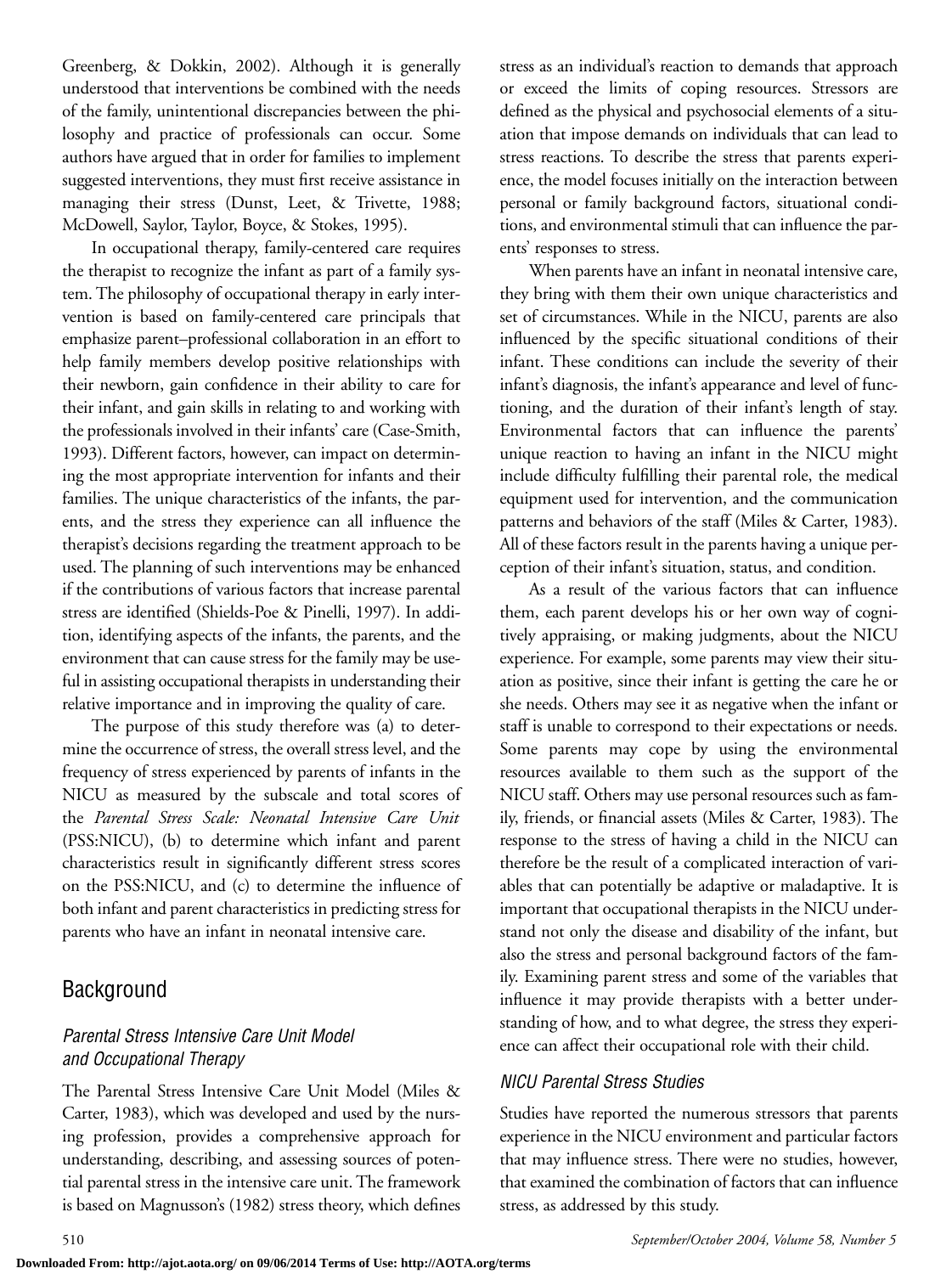Greenberg, & Dokkin, 2002). Although it is generally understood that interventions be combined with the needs of the family, unintentional discrepancies between the philosophy and practice of professionals can occur. Some authors have argued that in order for families to implement suggested interventions, they must first receive assistance in managing their stress (Dunst, Leet, & Trivette, 1988; McDowell, Saylor, Taylor, Boyce, & Stokes, 1995).

In occupational therapy, family-centered care requires the therapist to recognize the infant as part of a family system. The philosophy of occupational therapy in early intervention is based on family-centered care principals that emphasize parent–professional collaboration in an effort to help family members develop positive relationships with their newborn, gain confidence in their ability to care for their infant, and gain skills in relating to and working with the professionals involved in their infants' care (Case-Smith, 1993). Different factors, however, can impact on determining the most appropriate intervention for infants and their families. The unique characteristics of the infants, the parents, and the stress they experience can all influence the therapist's decisions regarding the treatment approach to be used. The planning of such interventions may be enhanced if the contributions of various factors that increase parental stress are identified (Shields-Poe & Pinelli, 1997). In addition, identifying aspects of the infants, the parents, and the environment that can cause stress for the family may be useful in assisting occupational therapists in understanding their relative importance and in improving the quality of care.

The purpose of this study therefore was (a) to determine the occurrence of stress, the overall stress level, and the frequency of stress experienced by parents of infants in the NICU as measured by the subscale and total scores of the *Parental Stress Scale: Neonatal Intensive Care Unit* (PSS:NICU), (b) to determine which infant and parent characteristics result in significantly different stress scores on the PSS:NICU, and (c) to determine the influence of both infant and parent characteristics in predicting stress for parents who have an infant in neonatal intensive care.

## Background

### *Parental Stress Intensive Care Unit Model and Occupational Therapy*

The Parental Stress Intensive Care Unit Model (Miles & Carter, 1983), which was developed and used by the nursing profession, provides a comprehensive approach for understanding, describing, and assessing sources of potential parental stress in the intensive care unit. The framework is based on Magnusson's (1982) stress theory, which defines stress as an individual's reaction to demands that approach or exceed the limits of coping resources. Stressors are defined as the physical and psychosocial elements of a situation that impose demands on individuals that can lead to stress reactions. To describe the stress that parents experience, the model focuses initially on the interaction between personal or family background factors, situational conditions, and environmental stimuli that can influence the parents' responses to stress.

When parents have an infant in neonatal intensive care, they bring with them their own unique characteristics and set of circumstances. While in the NICU, parents are also influenced by the specific situational conditions of their infant. These conditions can include the severity of their infant's diagnosis, the infant's appearance and level of functioning, and the duration of their infant's length of stay. Environmental factors that can influence the parents' unique reaction to having an infant in the NICU might include difficulty fulfilling their parental role, the medical equipment used for intervention, and the communication patterns and behaviors of the staff (Miles & Carter, 1983). All of these factors result in the parents having a unique perception of their infant's situation, status, and condition.

As a result of the various factors that can influence them, each parent develops his or her own way of cognitively appraising, or making judgments, about the NICU experience. For example, some parents may view their situation as positive, since their infant is getting the care he or she needs. Others may see it as negative when the infant or staff is unable to correspond to their expectations or needs. Some parents may cope by using the environmental resources available to them such as the support of the NICU staff. Others may use personal resources such as family, friends, or financial assets (Miles & Carter, 1983). The response to the stress of having a child in the NICU can therefore be the result of a complicated interaction of variables that can potentially be adaptive or maladaptive. It is important that occupational therapists in the NICU understand not only the disease and disability of the infant, but also the stress and personal background factors of the family. Examining parent stress and some of the variables that influence it may provide therapists with a better understanding of how, and to what degree, the stress they experience can affect their occupational role with their child.

### *NICU Parental Stress Studies*

Studies have reported the numerous stressors that parents experience in the NICU environment and particular factors that may influence stress. There were no studies, however, that examined the combination of factors that can influence stress, as addressed by this study.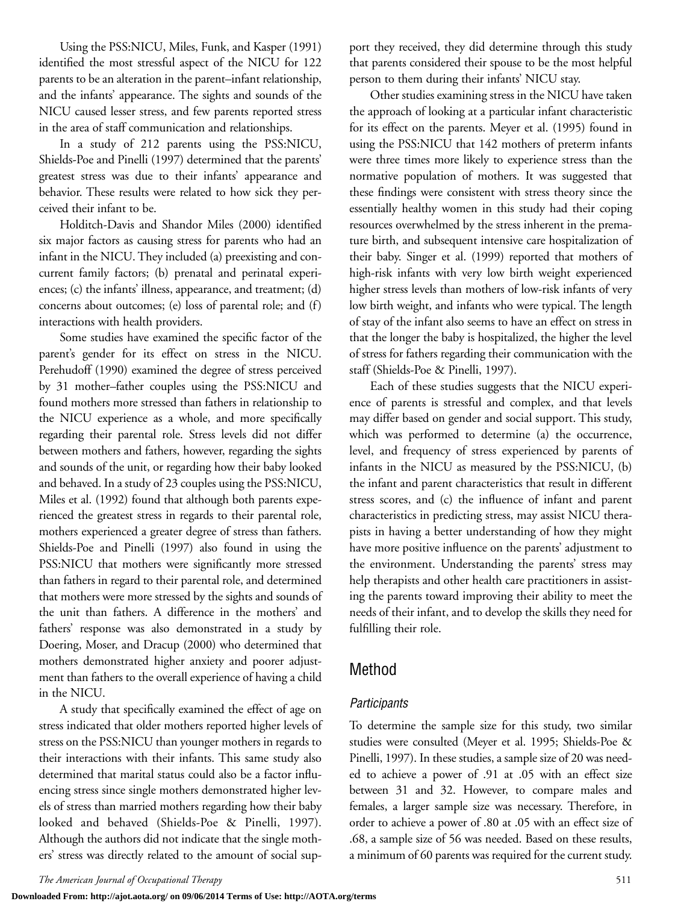Using the PSS:NICU, Miles, Funk, and Kasper (1991) identified the most stressful aspect of the NICU for 122 parents to be an alteration in the parent–infant relationship, and the infants' appearance. The sights and sounds of the NICU caused lesser stress, and few parents reported stress in the area of staff communication and relationships.

In a study of 212 parents using the PSS:NICU, Shields-Poe and Pinelli (1997) determined that the parents' greatest stress was due to their infants' appearance and behavior. These results were related to how sick they perceived their infant to be.

Holditch-Davis and Shandor Miles (2000) identified six major factors as causing stress for parents who had an infant in the NICU. They included (a) preexisting and concurrent family factors; (b) prenatal and perinatal experiences; (c) the infants' illness, appearance, and treatment; (d) concerns about outcomes; (e) loss of parental role; and (f) interactions with health providers.

Some studies have examined the specific factor of the parent's gender for its effect on stress in the NICU. Perehudoff (1990) examined the degree of stress perceived by 31 mother–father couples using the PSS:NICU and found mothers more stressed than fathers in relationship to the NICU experience as a whole, and more specifically regarding their parental role. Stress levels did not differ between mothers and fathers, however, regarding the sights and sounds of the unit, or regarding how their baby looked and behaved. In a study of 23 couples using the PSS:NICU, Miles et al. (1992) found that although both parents experienced the greatest stress in regards to their parental role, mothers experienced a greater degree of stress than fathers. Shields-Poe and Pinelli (1997) also found in using the PSS:NICU that mothers were significantly more stressed than fathers in regard to their parental role, and determined that mothers were more stressed by the sights and sounds of the unit than fathers. A difference in the mothers' and fathers' response was also demonstrated in a study by Doering, Moser, and Dracup (2000) who determined that mothers demonstrated higher anxiety and poorer adjustment than fathers to the overall experience of having a child in the NICU.

A study that specifically examined the effect of age on stress indicated that older mothers reported higher levels of stress on the PSS:NICU than younger mothers in regards to their interactions with their infants. This same study also determined that marital status could also be a factor influencing stress since single mothers demonstrated higher levels of stress than married mothers regarding how their baby looked and behaved (Shields-Poe & Pinelli, 1997). Although the authors did not indicate that the single mothers' stress was directly related to the amount of social support they received, they did determine through this study that parents considered their spouse to be the most helpful person to them during their infants' NICU stay.

Other studies examining stress in the NICU have taken the approach of looking at a particular infant characteristic for its effect on the parents. Meyer et al. (1995) found in using the PSS:NICU that 142 mothers of preterm infants were three times more likely to experience stress than the normative population of mothers. It was suggested that these findings were consistent with stress theory since the essentially healthy women in this study had their coping resources overwhelmed by the stress inherent in the premature birth, and subsequent intensive care hospitalization of their baby. Singer et al. (1999) reported that mothers of high-risk infants with very low birth weight experienced higher stress levels than mothers of low-risk infants of very low birth weight, and infants who were typical. The length of stay of the infant also seems to have an effect on stress in that the longer the baby is hospitalized, the higher the level of stress for fathers regarding their communication with the staff (Shields-Poe & Pinelli, 1997).

Each of these studies suggests that the NICU experience of parents is stressful and complex, and that levels may differ based on gender and social support. This study, which was performed to determine (a) the occurrence, level, and frequency of stress experienced by parents of infants in the NICU as measured by the PSS:NICU, (b) the infant and parent characteristics that result in different stress scores, and (c) the influence of infant and parent characteristics in predicting stress, may assist NICU therapists in having a better understanding of how they might have more positive influence on the parents' adjustment to the environment. Understanding the parents' stress may help therapists and other health care practitioners in assisting the parents toward improving their ability to meet the needs of their infant, and to develop the skills they need for fulfilling their role.

## Method

### *Participants*

To determine the sample size for this study, two similar studies were consulted (Meyer et al. 1995; Shields-Poe & Pinelli, 1997). In these studies, a sample size of 20 was needed to achieve a power of .91 at .05 with an effect size between 31 and 32. However, to compare males and females, a larger sample size was necessary. Therefore, in order to achieve a power of .80 at .05 with an effect size of .68, a sample size of 56 was needed. Based on these results, a minimum of 60 parents was required for the current study.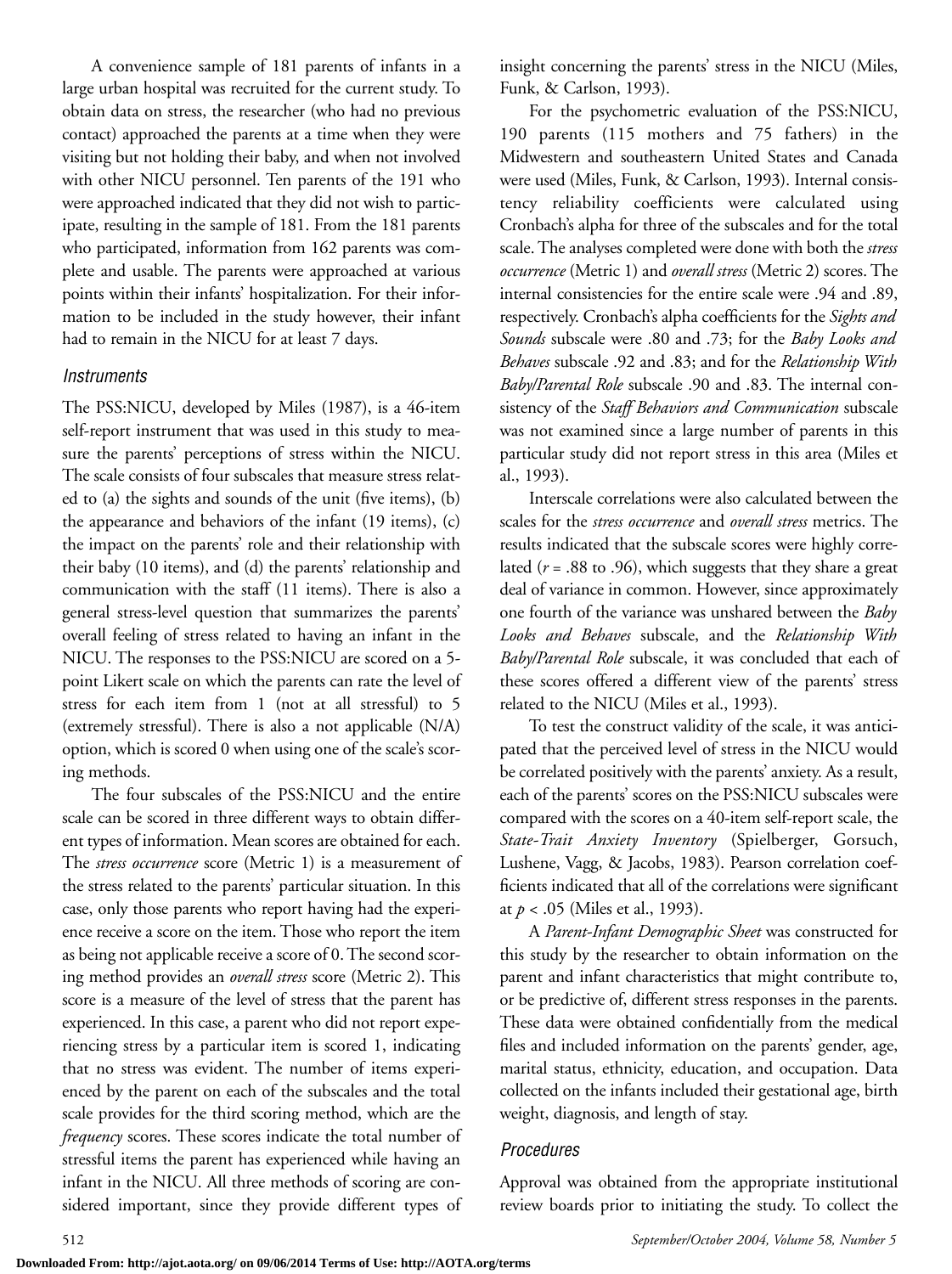A convenience sample of 181 parents of infants in a large urban hospital was recruited for the current study. To obtain data on stress, the researcher (who had no previous contact) approached the parents at a time when they were visiting but not holding their baby, and when not involved with other NICU personnel. Ten parents of the 191 who were approached indicated that they did not wish to participate, resulting in the sample of 181. From the 181 parents who participated, information from 162 parents was complete and usable. The parents were approached at various points within their infants' hospitalization. For their information to be included in the study however, their infant had to remain in the NICU for at least 7 days.

### Instruments

The PSS:NICU, developed by Miles (1987), is a 46-item self-report instrument that was used in this study to measure the parents' perceptions of stress within the NICU. The scale consists of four subscales that measure stress related to (a) the sights and sounds of the unit (five items), (b) the appearance and behaviors of the infant (19 items), (c) the impact on the parents' role and their relationship with their baby (10 items), and (d) the parents' relationship and communication with the staff (11 items). There is also a general stress-level question that summarizes the parents' overall feeling of stress related to having an infant in the NICU. The responses to the PSS:NICU are scored on a 5-point Likert scale on which the parents can rate the level of stress for each item from 1 (not at all stressful) to 5 (extremely stressful). There is also a not applicable (N/A) option, which is scored 0 when using one of the scale's scoring methods.

The four subscales of the PSS:NICU and the entire scale can be scored in three different ways to obtain different types of information. Mean scores are obtained for each. The *stress occurrence* score (Metric 1) is a measurement of the stress related to the parents' particular situation. In this case, only those parents who report having had the experience receive a score on the item. Those who report the item as being not applicable receive a score of 0. The second scoring method provides an *overall stress* score (Metric 2). This score is a measure of the level of stress that the parent has experienced. In this case, a parent who did not report experiencing stress by a particular item is scored 1, indicating that no stress was evident. The number of items experienced by the parent on each of the subscales and the total scale provides for the third scoring method, which are the *frequency* scores. These scores indicate the total number of stressful items the parent has experienced while having an infant in the NICU. All three methods of scoring are considered important, since they provide different types of insight concerning the parents' stress in the NICU (Miles, Funk, & Carlson, 1993).

For the psychometric evaluation of the PSS:NICU, 190 parents (115 mothers and 75 fathers) in the Midwestern and southeastern United States and Canada were used (Miles, Funk, & Carlson, 1993). Internal consistency reliability coefficients were calculated using Cronbach's alpha for three of the subscales and for the total scale. The analyses completed were done with both the *stress occurrence* (Metric 1) and *overall stress* (Metric 2) scores. The internal consistencies for the entire scale were .94 and .89, respectively. Cronbach's alpha coefficients for the *Sights and Sounds* subscale were .80 and .73; for the *Baby Looks and Behaves* subscale .92 and .83; and for the *Relationship With Baby/Parental Role* subscale .90 and .83. The internal consistency of the *Staff Behaviors and Communication* subscale was not examined since a large number of parents in this particular study did not report stress in this area (Miles et al., 1993).

Interscale correlations were also calculated between the scales for the *stress occurrence* and *overall stress* metrics. The results indicated that the subscale scores were highly correlated ($r$ = .88 to .96), which suggests that they share a great deal of variance in common. However, since approximately one fourth of the variance was unshared between the *Baby Looks and Behaves* subscale, and the *Relationship With Baby/Parental Role* subscale, it was concluded that each of these scores offered a different view of the parents' stress related to the NICU (Miles et al., 1993).

To test the construct validity of the scale, it was anticipated that the perceived level of stress in the NICU would be correlated positively with the parents' anxiety. As a result, each of the parents' scores on the PSS:NICU subscales were compared with the scores on a 40-item self-report scale, the *State-Trait Anxiety Inventory* (Spielberger, Gorsuch, Lushene, Vagg, & Jacobs, 1983). Pearson correlation coefficients indicated that all of the correlations were significant at $p < .05$ (Miles et al., 1993).

A *Parent-Infant Demographic Sheet* was constructed for this study by the researcher to obtain information on the parent and infant characteristics that might contribute to, or be predictive of, different stress responses in the parents. These data were obtained confidentially from the medical files and included information on the parents' gender, age, marital status, ethnicity, education, and occupation. Data collected on the infants included their gestational age, birth weight, diagnosis, and length of stay.

### Procedures

Approval was obtained from the appropriate institutional review boards prior to initiating the study. To collect the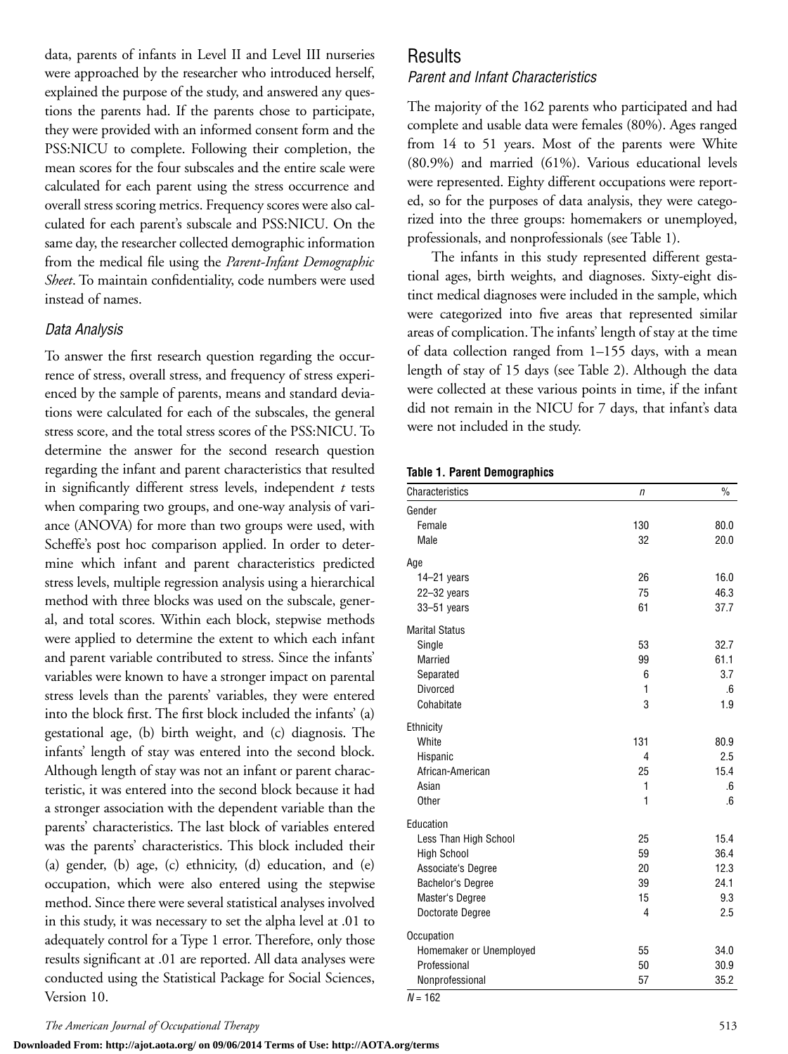data, parents of infants in Level II and Level III nurseries were approached by the researcher who introduced herself, explained the purpose of the study, and answered any questions the parents had. If the parents chose to participate, they were provided with an informed consent form and the PSS:NICU to complete. Following their completion, the mean scores for the four subscales and the entire scale were calculated for each parent using the stress occurrence and overall stress scoring metrics. Frequency scores were also calculated for each parent's subscale and PSS:NICU. On the same day, the researcher collected demographic information from the medical file using the *Parent-Infant Demographic Sheet*. To maintain confidentiality, code numbers were used instead of names.

### Data Analysis

To answer the first research question regarding the occurrence of stress, overall stress, and frequency of stress experienced by the sample of parents, means and standard deviations were calculated for each of the subscales, the general stress score, and the total stress scores of the PSS:NICU. To determine the answer for the second research question regarding the infant and parent characteristics that resulted in significantly different stress levels, independent *t* tests when comparing two groups, and one-way analysis of variance (ANOVA) for more than two groups were used, with Scheffe's post hoc comparison applied. In order to determine which infant and parent characteristics predicted stress levels, multiple regression analysis using a hierarchical method with three blocks was used on the subscale, general, and total scores. Within each block, stepwise methods were applied to determine the extent to which each infant and parent variable contributed to stress. Since the infants' variables were known to have a stronger impact on parental stress levels than the parents' variables, they were entered into the block first. The first block included the infants' (a) gestational age, (b) birth weight, and (c) diagnosis. The infants' length of stay was entered into the second block. Although length of stay was not an infant or parent characteristic, it was entered into the second block because it had a stronger association with the dependent variable than the parents' characteristics. The last block of variables entered was the parents' characteristics. This block included their (a) gender, (b) age, (c) ethnicity, (d) education, and (e) occupation, which were also entered using the stepwise method. Since there were several statistical analyses involved in this study, it was necessary to set the alpha level at .01 to adequately control for a Type 1 error. Therefore, only those results significant at .01 are reported. All data analyses were conducted using the Statistical Package for Social Sciences, Version 10.

## Results

### Parent and Infant Characteristics

The majority of the 162 parents who participated and had complete and usable data were females (80%). Ages ranged from 14 to 51 years. Most of the parents were White (80.9%) and married (61%). Various educational levels were represented. Eighty different occupations were reported, so for the purposes of data analysis, they were categorized into the three groups: homemakers or unemployed, professionals, and nonprofessionals (see Table 1).

The infants in this study represented different gestational ages, birth weights, and diagnoses. Sixty-eight distinct medical diagnoses were included in the sample, which were categorized into five areas that represented similar areas of complication. The infants' length of stay at the time of data collection ranged from 1–155 days, with a mean length of stay of 15 days (see Table 2). Although the data were collected at these various points in time, if the infant did not remain in the NICU for 7 days, that infant's data were not included in the study.

**Table 1. Parent Demographics**

| Characteristics | *n* | % |
|---|---|---|
| Gender | | |
| Female | 130 | 80.0 |
| Male | 32 | 20.0 |
| Age | | |
| 14–21 years | 26 | 16.0 |
| 22–32 years | 75 | 46.3 |
| 33–51 years | 61 | 37.7 |
| Marital Status | | |
| Single | 53 | 32.7 |
| Married | 99 | 61.1 |
| Separated | 6 | 3.7 |
| Divorced | 1 | .6 |
| Cohabitate | 3 | 1.9 |
| Ethnicity | | |
| White | 131 | 80.9 |
| Hispanic | 4 | 2.5 |
| African-American | 25 | 15.4 |
| Asian | 1 | .6 |
| Other | 1 | .6 |
| Education | | |
| Less Than High School | 25 | 15.4 |
| High School | 59 | 36.4 |
| Associate's Degree | 20 | 12.3 |
| Bachelor's Degree | 39 | 24.1 |
| Master's Degree | 15 | 9.3 |
| Doctorate Degree | 4 | 2.5 |
| Occupation | | |
| Homemaker or Unemployed | 55 | 34.0 |
| Professional | 50 | 30.9 |
| Nonprofessional | 57 | 35.2 |

*N* = 162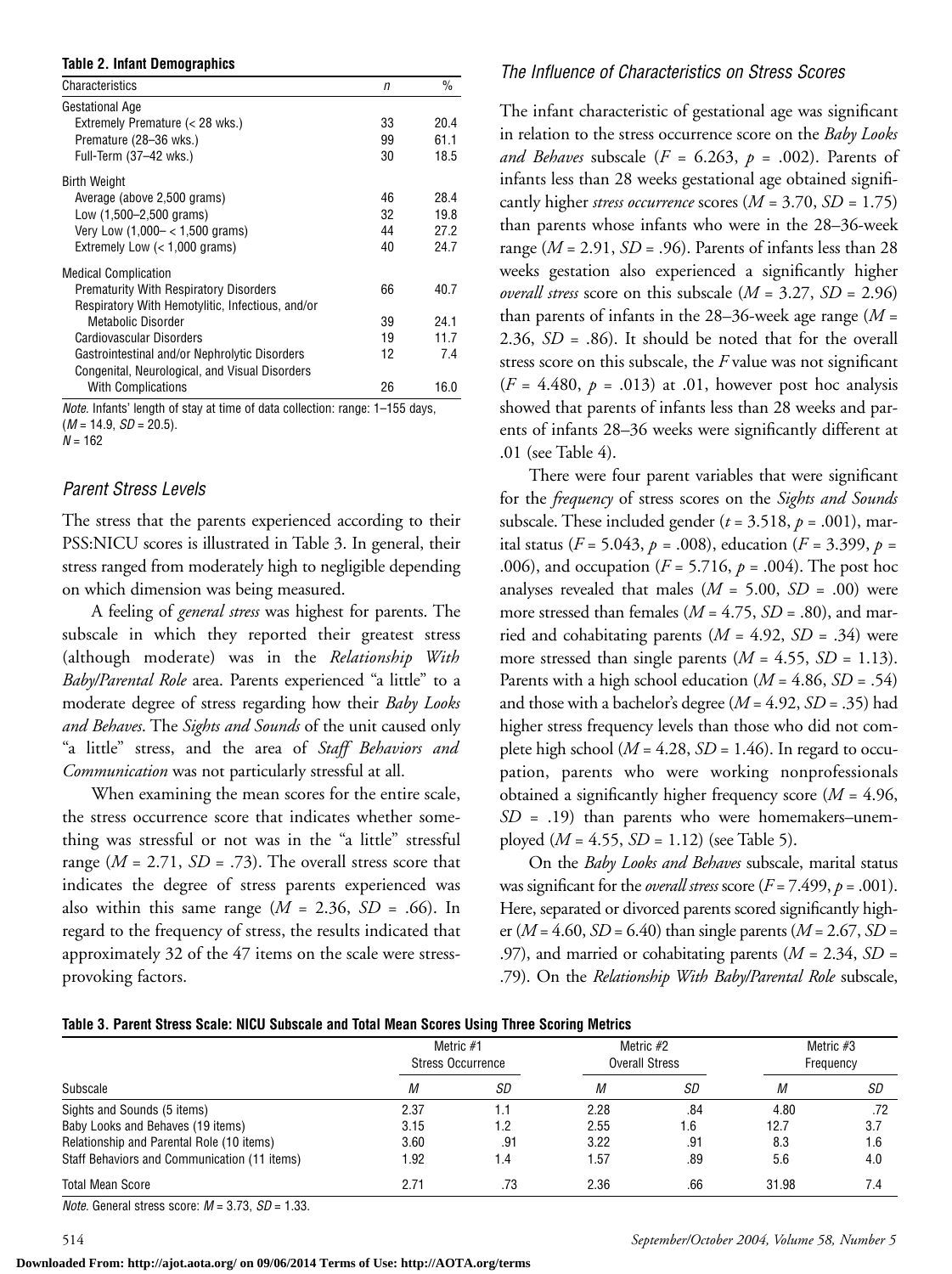**Table 2. Infant Demographics**

| Characteristics | *n* | % |
|---|---|---|
| Gestational Age | | |
| Extremely Premature (< 28 wks.) | 33 | 20.4 |
| Premature (28–36 wks.) | 99 | 61.1 |
| Full-Term (37–42 wks.) | 30 | 18.5 |
| Birth Weight | | |
| Average (above 2,500 grams) | 46 | 28.4 |
| Low (1,500–2,500 grams) | 32 | 19.8 |
| Very Low (1,000– < 1,500 grams) | 44 | 27.2 |
| Extremely Low (< 1,000 grams) | 40 | 24.7 |
| Medical Complication | | |
| Prematurity With Respiratory Disorders | 66 | 40.7 |
| Respiratory With Hemotylitic, Infectious, and/or Metabolic Disorder | 39 | 24.1 |
| Cardiovascular Disorders | 19 | 11.7 |
| Gastrointestinal and/or Nephrolytic Disorders | 12 | 7.4 |
| Congenital, Neurological, and Visual Disorders With Complications | 26 | 16.0 |

*Note.* Infants' length of stay at time of data collection: range: 1–155 days, ($M$ = 14.9, $SD$ = 20.5).
$N$ = 162

### Parent Stress Levels

The stress that the parents experienced according to their PSS:NICU scores is illustrated in Table 3. In general, their stress ranged from moderately high to negligible depending on which dimension was being measured.

A feeling of *general stress* was highest for parents. The subscale in which they reported their greatest stress (although moderate) was in the *Relationship With Baby/Parental Role* area. Parents experienced "a little" to a moderate degree of stress regarding how their *Baby Looks and Behaves*. The *Sights and Sounds* of the unit caused only "a little" stress, and the area of *Staff Behaviors and Communication* was not particularly stressful at all.

When examining the mean scores for the entire scale, the stress occurrence score that indicates whether something was stressful or not was in the "a little" stressful range ($M$ = 2.71, $SD$ = .73). The overall stress score that indicates the degree of stress parents experienced was also within this same range ($M$ = 2.36, $SD$ = .66). In regard to the frequency of stress, the results indicated that approximately 32 of the 47 items on the scale were stress-provoking factors.

### The Influence of Characteristics on Stress Scores

The infant characteristic of gestational age was significant in relation to the stress occurrence score on the *Baby Looks and Behaves* subscale ($F$ = 6.263, $p$ = .002). Parents of infants less than 28 weeks gestational age obtained significantly higher *stress occurrence* scores ($M$ = 3.70, $SD$ = 1.75) than parents whose infants who were in the 28–36-week range ($M$ = 2.91, $SD$ = .96). Parents of infants less than 28 weeks gestation also experienced a significantly higher *overall stress* score on this subscale ($M$ = 3.27, $SD$ = 2.96) than parents of infants in the 28–36-week age range ($M$ = 2.36, $SD$ = .86). It should be noted that for the overall stress score on this subscale, the $F$ value was not significant ($F$ = 4.480, $p$ = .013) at .01, however post hoc analysis showed that parents of infants less than 28 weeks and parents of infants 28–36 weeks were significantly different at .01 (see Table 4).

There were four parent variables that were significant for the *frequency* of stress scores on the *Sights and Sounds* subscale. These included gender ($t$ = 3.518, $p$ = .001), marital status ($F$ = 5.043, $p$ = .008), education ($F$ = 3.399, $p$ = .006), and occupation ($F$ = 5.716, $p$ = .004). The post hoc analyses revealed that males ($M$ = 5.00, $SD$ = .00) were more stressed than females ($M$ = 4.75, $SD$ = .80), and married and cohabitating parents ($M$ = 4.92, $SD$ = .34) were more stressed than single parents ($M$ = 4.55, $SD$ = 1.13). Parents with a high school education ($M$ = 4.86, $SD$ = .54) and those with a bachelor's degree ($M$ = 4.92, $SD$ = .35) had higher stress frequency levels than those who did not complete high school ($M$ = 4.28, $SD$ = 1.46). In regard to occupation, parents who were working nonprofessionals obtained a significantly higher frequency score ($M$ = 4.96, $SD$ = .19) than parents who were homemakers–unemployed ($M$ = 4.55, $SD$ = 1.12) (see Table 5).

On the *Baby Looks and Behaves* subscale, marital status was significant for the *overall stress* score ($F$ = 7.499, $p$ = .001). Here, separated or divorced parents scored significantly higher ($M$ = 4.60, $SD$ = 6.40) than single parents ($M$ = 2.67, $SD$ = .97), and married or cohabitating parents ($M$ = 2.34, $SD$ = .79). On the *Relationship With Baby/Parental Role* subscale,

**Table 3. Parent Stress Scale: NICU Subscale and Total Mean Scores Using Three Scoring Metrics**

| | Metric #1 Stress Occurrence | | Metric #2 Overall Stress | | Metric #3 Frequency | |
|---|---|---|---|---|---|---|
| Subscale | *M* | *SD* | *M* | *SD* | *M* | *SD* |
| Sights and Sounds (5 items) | 2.37 | 1.1 | 2.28 | .84 | 4.80 | .72 |
| Baby Looks and Behaves (19 items) | 3.15 | 1.2 | 2.55 | 1.6 | 12.7 | 3.7 |
| Relationship and Parental Role (10 items) | 3.60 | .91 | 3.22 | .91 | 8.3 | 1.6 |
| Staff Behaviors and Communication (11 items) | 1.92 | 1.4 | 1.57 | .89 | 5.6 | 4.0 |
| Total Mean Score | 2.71 | .73 | 2.36 | .66 | 31.98 | 7.4 |

*Note.* General stress score: $M$ = 3.73, $SD$ = 1.33.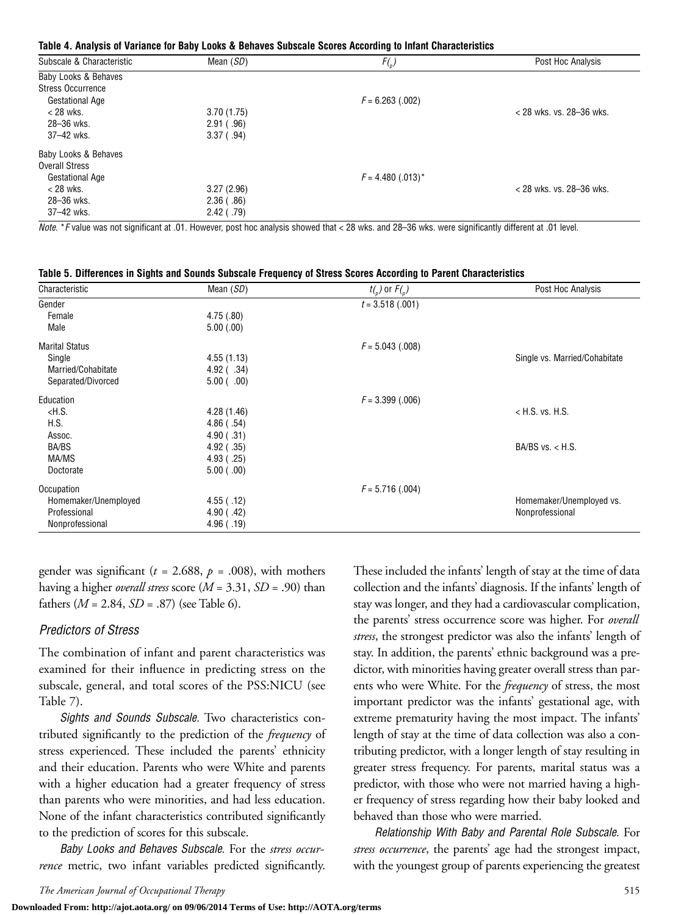**Table 4. Analysis of Variance for Baby Looks & Behaves Subscale Scores According to Infant Characteristics**

| Subscale & Characteristic | Mean (*SD*) | $F_{(p)}$ | Post Hoc Analysis |
|---|---|---|---|
| Baby Looks & Behaves | | | |
| Stress Occurrence | | | |
| Gestational Age | | $F = 6.263$ (.002) | |
| < 28 wks. | 3.70 (1.75) | | < 28 wks. vs. 28–36 wks. |
| 28–36 wks. | 2.91 ( .96) | | |
| 37–42 wks. | 3.37 ( .94) | | |
| Baby Looks & Behaves | | | |
| Overall Stress | | | |
| Gestational Age | | $F = 4.480$ (.013)* | |
| < 28 wks. | 3.27 (2.96) | | < 28 wks. vs. 28–36 wks. |
| 28–36 wks. | 2.36 ( .86) | | |
| 37–42 wks. | 2.42 ( .79) | | |

*Note.* * *F* value was not significant at .01. However, post hoc analysis showed that < 28 wks. and 28–36 wks. were significantly different at .01 level.

**Table 5. Differences in Sights and Sounds Subscale Frequency of Stress Scores According to Parent Characteristics**

| Characteristic | Mean (*SD*) | $t_{(p)}$ or $F_{(p)}$ | Post Hoc Analysis |
|---|---|---|---|
| Gender | | $t = 3.518$ (.001) | |
| Female | 4.75 (.80) | | |
| Male | 5.00 (.00) | | |
| Marital Status | | $F = 5.043$ (.008) | |
| Single | 4.55 (1.13) | | Single vs. Married/Cohabitate |
| Married/Cohabitate | 4.92 ( .34) | | |
| Separated/Divorced | 5.00 ( .00) | | |
| Education | | $F = 3.399$ (.006) | |
| <H.S. | 4.28 (1.46) | | < H.S. vs. H.S. |
| H.S. | 4.86 ( .54) | | |
| Assoc. | 4.90 ( .31) | | |
| BA/BS | 4.92 ( .35) | | BA/BS vs. < H.S. |
| MA/MS | 4.93 ( .25) | | |
| Doctorate | 5.00 ( .00) | | |
| Occupation | | $F = 5.716$ (.004) | |
| Homemaker/Unemployed | 4.55 ( .12) | | Homemaker/Unemployed vs. |
| Professional | 4.90 ( .42) | | Nonprofessional |
| Nonprofessional | 4.96 ( .19) | | |

gender was significant ($t = 2.688$, $p = .008$), with mothers having a higher *overall stress* score ($M = 3.31$, $SD = .90$) than fathers ($M = 2.84$, $SD = .87$) (see Table 6).

### Predictors of Stress

The combination of infant and parent characteristics was examined for their influence in predicting stress on the subscale, general, and total scores of the PSS:NICU (see Table 7).

*Sights and Sounds Subscale.* Two characteristics contributed significantly to the prediction of the *frequency* of stress experienced. These included the parents' ethnicity and their education. Parents who were White and parents with a higher education had a greater frequency of stress than parents who were minorities, and had less education. None of the infant characteristics contributed significantly to the prediction of scores for this subscale.

*Baby Looks and Behaves Subscale.* For the *stress occurrence* metric, two infant variables predicted significantly. These included the infants' length of stay at the time of data collection and the infants' diagnosis. If the infants' length of stay was longer, and they had a cardiovascular complication, the parents' stress occurrence score was higher. For *overall stress*, the strongest predictor was also the infants' length of stay. In addition, the parents' ethnic background was a predictor, with minorities having greater overall stress than parents who were White. For the *frequency* of stress, the most important predictor was the infants' gestational age, with extreme prematurity having the most impact. The infants' length of stay at the time of data collection was also a contributing predictor, with a longer length of stay resulting in greater stress frequency. For parents, marital status was a predictor, with those who were not married having a higher frequency of stress regarding how their baby looked and behaved than those who were married.

*Relationship With Baby and Parental Role Subscale.* For *stress occurrence*, the parents' age had the strongest impact, with the youngest group of parents experiencing the greatest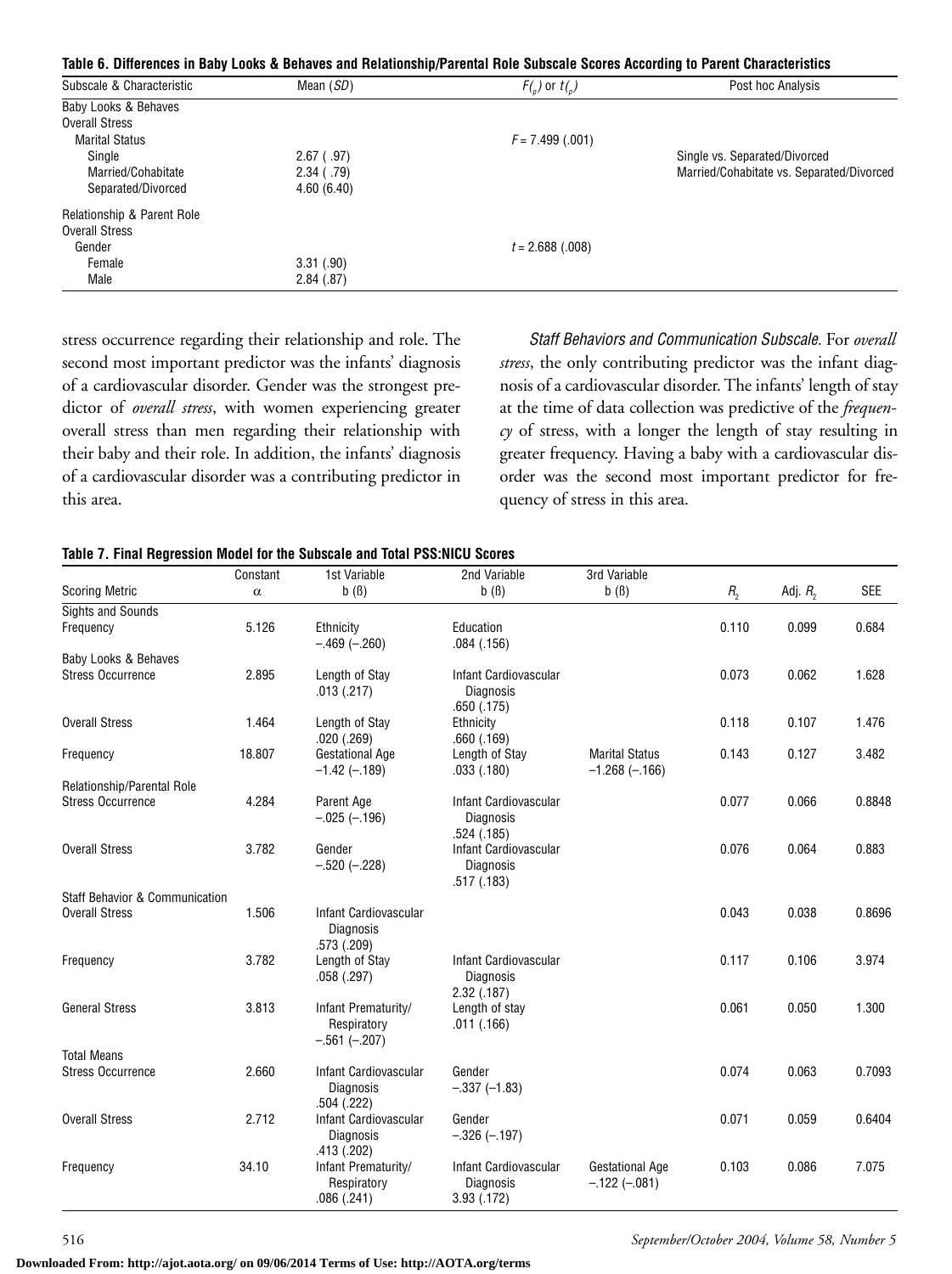**Table 6. Differences in Baby Looks & Behaves and Relationship/Parental Role Subscale Scores According to Parent Characteristics**

| Subscale & Characteristic | Mean (*SD*) | $F_{(p)}$ or $t_{(p)}$ | Post hoc Analysis |
|---|---|---|---|
| Baby Looks & Behaves | | | |
| Overall Stress | | | |
| Marital Status | | $F = 7.499$ (.001) | |
| Single | 2.67 ( .97) | | Single vs. Separated/Divorced |
| Married/Cohabitate | 2.34 ( .79) | | Married/Cohabitate vs. Separated/Divorced |
| Separated/Divorced | 4.60 (6.40) | | |
| Relationship & Parent Role | | | |
| Overall Stress | | | |
| Gender | | $t = 2.688$ (.008) | |
| Female | 3.31 (.90) | | |
| Male | 2.84 (.87) | | |

stress occurrence regarding their relationship and role. The second most important predictor was the infants' diagnosis of a cardiovascular disorder. Gender was the strongest predictor of *overall stress*, with women experiencing greater overall stress than men regarding their relationship with their baby and their role. In addition, the infants' diagnosis of a cardiovascular disorder was a contributing predictor in this area.

*Staff Behaviors and Communication Subscale.* For *overall stress*, the only contributing predictor was the infant diagnosis of a cardiovascular disorder. The infants' length of stay at the time of data collection was predictive of the *frequency* of stress, with a longer the length of stay resulting in greater frequency. Having a baby with a cardiovascular disorder was the second most important predictor for frequency of stress in this area.

**Table 7. Final Regression Model for the Subscale and Total PSS:NICU Scores**

| Scoring Metric | Constant $\alpha$ | 1st Variable b (ß) | 2nd Variable b (ß) | 3rd Variable b (ß) | $R_2$ | Adj. $R_2$ | SEE |
|---|---|---|---|---|---|---|---|
| Sights and Sounds | | | | | | | |
| Frequency | 5.126 | Ethnicity −.469 (−.260) | Education .084 (.156) | | 0.110 | 0.099 | 0.684 |
| Baby Looks & Behaves | | | | | | | |
| Stress Occurrence | 2.895 | Length of Stay .013 (.217) | Infant Cardiovascular Diagnosis .650 (.175) | | 0.073 | 0.062 | 1.628 |
| Overall Stress | 1.464 | Length of Stay .020 (.269) | Ethnicity .660 (.169) | | 0.118 | 0.107 | 1.476 |
| Frequency | 18.807 | Gestational Age −1.42 (−.189) | Length of Stay .033 (.180) | Marital Status −1.268 (−.166) | 0.143 | 0.127 | 3.482 |
| Relationship/Parental Role | | | | | | | |
| Stress Occurrence | 4.284 | Parent Age −.025 (−.196) | Infant Cardiovascular Diagnosis .524 (.185) | | 0.077 | 0.066 | 0.8848 |
| Overall Stress | 3.782 | Gender −.520 (−.228) | Infant Cardiovascular Diagnosis .517 (.183) | | 0.076 | 0.064 | 0.883 |
| Staff Behavior & Communication | | | | | | | |
| Overall Stress | 1.506 | Infant Cardiovascular Diagnosis .573 (.209) | | | 0.043 | 0.038 | 0.8696 |
| Frequency | 3.782 | Length of Stay .058 (.297) | Infant Cardiovascular Diagnosis 2.32 (.187) | | 0.117 | 0.106 | 3.974 |
| General Stress | 3.813 | Infant Prematurity/ Respiratory −.561 (−.207) | Length of stay .011 (.166) | | 0.061 | 0.050 | 1.300 |
| Total Means | | | | | | | |
| Stress Occurrence | 2.660 | Infant Cardiovascular Diagnosis .504 (.222) | Gender −.337 (−1.83) | | 0.074 | 0.063 | 0.7093 |
| Overall Stress | 2.712 | Infant Cardiovascular Diagnosis .413 (.202) | Gender −.326 (−.197) | | 0.071 | 0.059 | 0.6404 |
| Frequency | 34.10 | Infant Prematurity/ Respiratory .086 (.241) | Infant Cardiovascular Diagnosis 3.93 (.172) | Gestational Age −.122 (−.081) | 0.103 | 0.086 | 7.075 |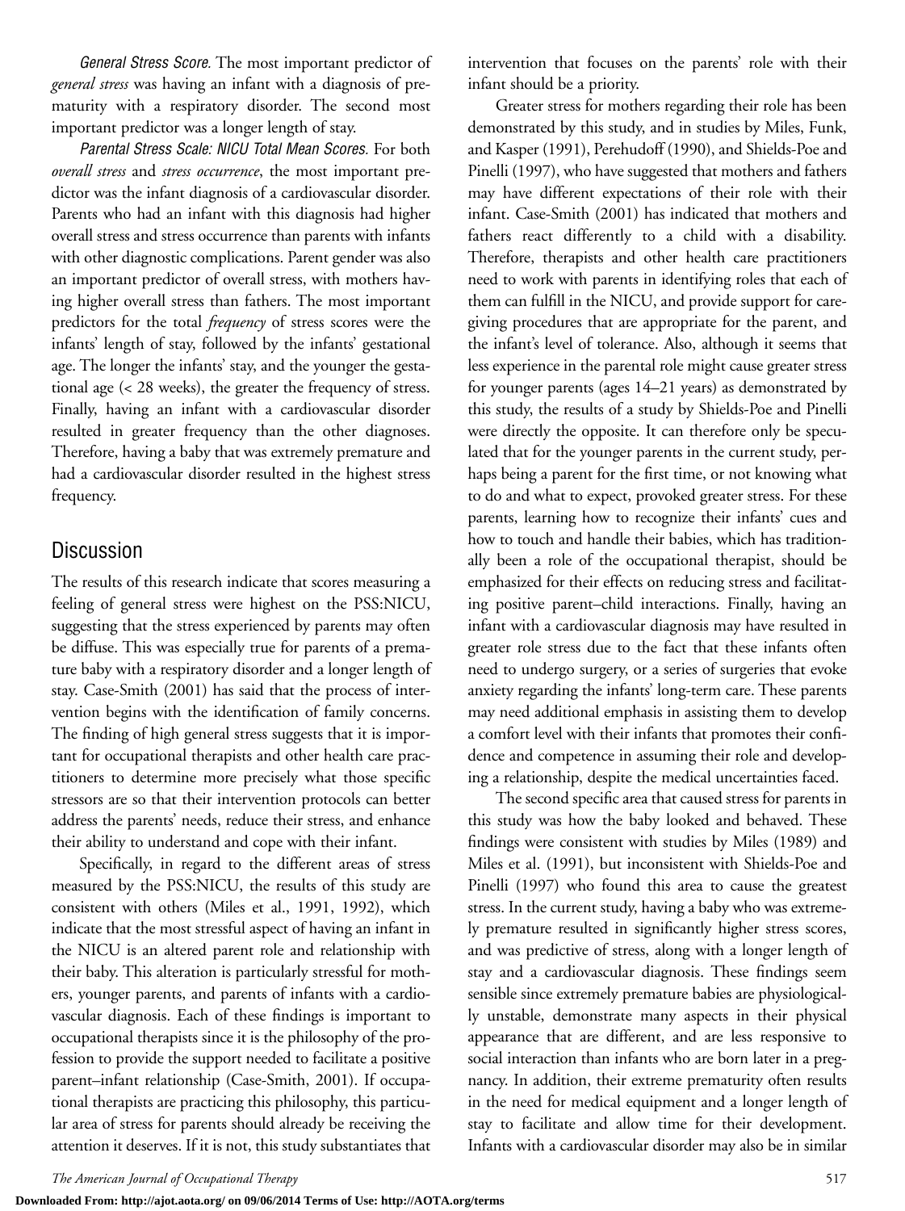*General Stress Score.* The most important predictor of *general stress* was having an infant with a diagnosis of prematurity with a respiratory disorder. The second most important predictor was a longer length of stay.

*Parental Stress Scale: NICU Total Mean Scores.* For both *overall stress* and *stress occurrence*, the most important predictor was the infant diagnosis of a cardiovascular disorder. Parents who had an infant with this diagnosis had higher overall stress and stress occurrence than parents with infants with other diagnostic complications. Parent gender was also an important predictor of overall stress, with mothers having higher overall stress than fathers. The most important predictors for the total *frequency* of stress scores were the infants' length of stay, followed by the infants' gestational age. The longer the infants' stay, and the younger the gestational age (< 28 weeks), the greater the frequency of stress. Finally, having an infant with a cardiovascular disorder resulted in greater frequency than the other diagnoses. Therefore, having a baby that was extremely premature and had a cardiovascular disorder resulted in the highest stress frequency.

## Discussion

The results of this research indicate that scores measuring a feeling of general stress were highest on the PSS:NICU, suggesting that the stress experienced by parents may often be diffuse. This was especially true for parents of a premature baby with a respiratory disorder and a longer length of stay. Case-Smith (2001) has said that the process of intervention begins with the identification of family concerns. The finding of high general stress suggests that it is important for occupational therapists and other health care practitioners to determine more precisely what those specific stressors are so that their intervention protocols can better address the parents' needs, reduce their stress, and enhance their ability to understand and cope with their infant.

Specifically, in regard to the different areas of stress measured by the PSS:NICU, the results of this study are consistent with others (Miles et al., 1991, 1992), which indicate that the most stressful aspect of having an infant in the NICU is an altered parent role and relationship with their baby. This alteration is particularly stressful for mothers, younger parents, and parents of infants with a cardiovascular diagnosis. Each of these findings is important to occupational therapists since it is the philosophy of the profession to provide the support needed to facilitate a positive parent–infant relationship (Case-Smith, 2001). If occupational therapists are practicing this philosophy, this particular area of stress for parents should already be receiving the attention it deserves. If it is not, this study substantiates that intervention that focuses on the parents' role with their infant should be a priority.

Greater stress for mothers regarding their role has been demonstrated by this study, and in studies by Miles, Funk, and Kasper (1991), Perehudoff (1990), and Shields-Poe and Pinelli (1997), who have suggested that mothers and fathers may have different expectations of their role with their infant. Case-Smith (2001) has indicated that mothers and fathers react differently to a child with a disability. Therefore, therapists and other health care practitioners need to work with parents in identifying roles that each of them can fulfill in the NICU, and provide support for caregiving procedures that are appropriate for the parent, and the infant's level of tolerance. Also, although it seems that less experience in the parental role might cause greater stress for younger parents (ages 14–21 years) as demonstrated by this study, the results of a study by Shields-Poe and Pinelli were directly the opposite. It can therefore only be speculated that for the younger parents in the current study, perhaps being a parent for the first time, or not knowing what to do and what to expect, provoked greater stress. For these parents, learning how to recognize their infants' cues and how to touch and handle their babies, which has traditionally been a role of the occupational therapist, should be emphasized for their effects on reducing stress and facilitating positive parent–child interactions. Finally, having an infant with a cardiovascular diagnosis may have resulted in greater role stress due to the fact that these infants often need to undergo surgery, or a series of surgeries that evoke anxiety regarding the infants' long-term care. These parents may need additional emphasis in assisting them to develop a comfort level with their infants that promotes their confidence and competence in assuming their role and developing a relationship, despite the medical uncertainties faced.

The second specific area that caused stress for parents in this study was how the baby looked and behaved. These findings were consistent with studies by Miles (1989) and Miles et al. (1991), but inconsistent with Shields-Poe and Pinelli (1997) who found this area to cause the greatest stress. In the current study, having a baby who was extremely premature resulted in significantly higher stress scores, and was predictive of stress, along with a longer length of stay and a cardiovascular diagnosis. These findings seem sensible since extremely premature babies are physiologically unstable, demonstrate many aspects in their physical appearance that are different, and are less responsive to social interaction than infants who are born later in a pregnancy. In addition, their extreme prematurity often results in the need for medical equipment and a longer length of stay to facilitate and allow time for their development. Infants with a cardiovascular disorder may also be in similar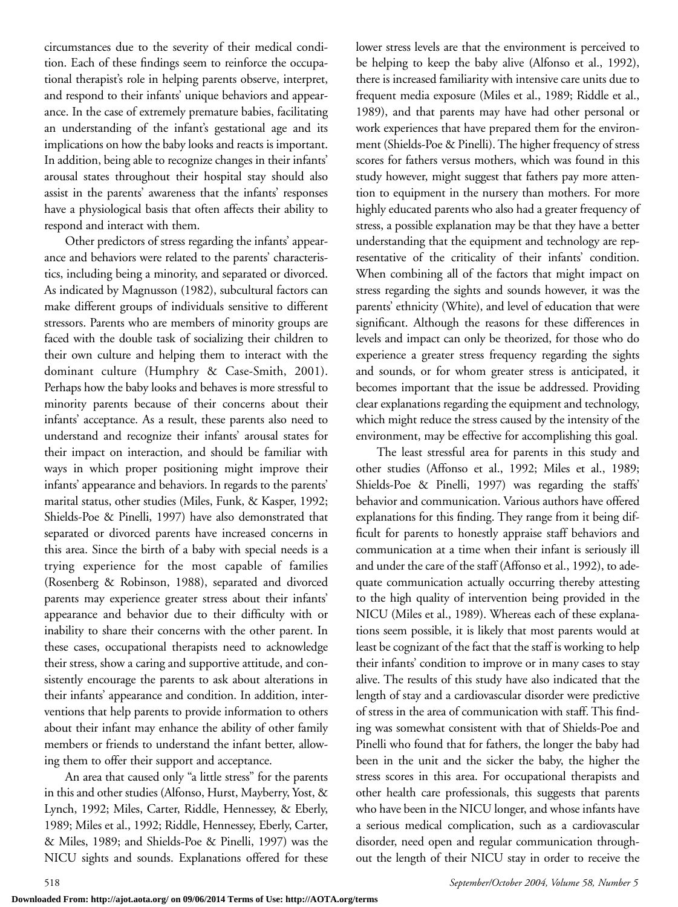circumstances due to the severity of their medical condition. Each of these findings seem to reinforce the occupational therapist's role in helping parents observe, interpret, and respond to their infants' unique behaviors and appearance. In the case of extremely premature babies, facilitating an understanding of the infant's gestational age and its implications on how the baby looks and reacts is important. In addition, being able to recognize changes in their infants' arousal states throughout their hospital stay should also assist in the parents' awareness that the infants' responses have a physiological basis that often affects their ability to respond and interact with them.

Other predictors of stress regarding the infants' appearance and behaviors were related to the parents' characteristics, including being a minority, and separated or divorced. As indicated by Magnusson (1982), subcultural factors can make different groups of individuals sensitive to different stressors. Parents who are members of minority groups are faced with the double task of socializing their children to their own culture and helping them to interact with the dominant culture (Humphry & Case-Smith, 2001). Perhaps how the baby looks and behaves is more stressful to minority parents because of their concerns about their infants' acceptance. As a result, these parents also need to understand and recognize their infants' arousal states for their impact on interaction, and should be familiar with ways in which proper positioning might improve their infants' appearance and behaviors. In regards to the parents' marital status, other studies (Miles, Funk, & Kasper, 1992; Shields-Poe & Pinelli, 1997) have also demonstrated that separated or divorced parents have increased concerns in this area. Since the birth of a baby with special needs is a trying experience for the most capable of families (Rosenberg & Robinson, 1988), separated and divorced parents may experience greater stress about their infants' appearance and behavior due to their difficulty with or inability to share their concerns with the other parent. In these cases, occupational therapists need to acknowledge their stress, show a caring and supportive attitude, and consistently encourage the parents to ask about alterations in their infants' appearance and condition. In addition, interventions that help parents to provide information to others about their infant may enhance the ability of other family members or friends to understand the infant better, allowing them to offer their support and acceptance.

An area that caused only "a little stress" for the parents in this and other studies (Alfonso, Hurst, Mayberry, Yost, & Lynch, 1992; Miles, Carter, Riddle, Hennessey, & Eberly, 1989; Miles et al., 1992; Riddle, Hennessey, Eberly, Carter, & Miles, 1989; and Shields-Poe & Pinelli, 1997) was the NICU sights and sounds. Explanations offered for these lower stress levels are that the environment is perceived to be helping to keep the baby alive (Alfonso et al., 1992), there is increased familiarity with intensive care units due to frequent media exposure (Miles et al., 1989; Riddle et al., 1989), and that parents may have had other personal or work experiences that have prepared them for the environment (Shields-Poe & Pinelli). The higher frequency of stress scores for fathers versus mothers, which was found in this study however, might suggest that fathers pay more attention to equipment in the nursery than mothers. For more highly educated parents who also had a greater frequency of stress, a possible explanation may be that they have a better understanding that the equipment and technology are representative of the criticality of their infants' condition. When combining all of the factors that might impact on stress regarding the sights and sounds however, it was the parents' ethnicity (White), and level of education that were significant. Although the reasons for these differences in levels and impact can only be theorized, for those who do experience a greater stress frequency regarding the sights and sounds, or for whom greater stress is anticipated, it becomes important that the issue be addressed. Providing clear explanations regarding the equipment and technology, which might reduce the stress caused by the intensity of the environment, may be effective for accomplishing this goal.

The least stressful area for parents in this study and other studies (Affonso et al., 1992; Miles et al., 1989; Shields-Poe & Pinelli, 1997) was regarding the staffs' behavior and communication. Various authors have offered explanations for this finding. They range from it being difficult for parents to honestly appraise staff behaviors and communication at a time when their infant is seriously ill and under the care of the staff (Affonso et al., 1992), to adequate communication actually occurring thereby attesting to the high quality of intervention being provided in the NICU (Miles et al., 1989). Whereas each of these explanations seem possible, it is likely that most parents would at least be cognizant of the fact that the staff is working to help their infants' condition to improve or in many cases to stay alive. The results of this study have also indicated that the length of stay and a cardiovascular disorder were predictive of stress in the area of communication with staff. This finding was somewhat consistent with that of Shields-Poe and Pinelli who found that for fathers, the longer the baby had been in the unit and the sicker the baby, the higher the stress scores in this area. For occupational therapists and other health care professionals, this suggests that parents who have been in the NICU longer, and whose infants have a serious medical complication, such as a cardiovascular disorder, need open and regular communication throughout the length of their NICU stay in order to receive the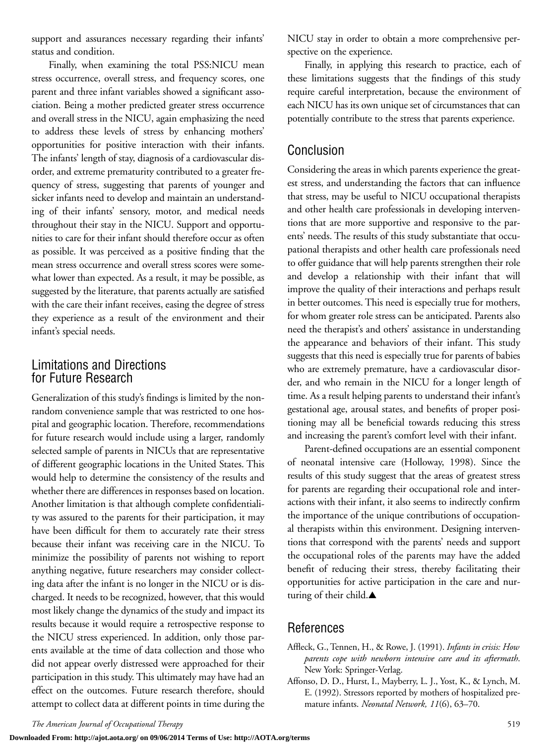support and assurances necessary regarding their infants' status and condition.

Finally, when examining the total PSS:NICU mean stress occurrence, overall stress, and frequency scores, one parent and three infant variables showed a significant association. Being a mother predicted greater stress occurrence and overall stress in the NICU, again emphasizing the need to address these levels of stress by enhancing mothers' opportunities for positive interaction with their infants. The infants' length of stay, diagnosis of a cardiovascular disorder, and extreme prematurity contributed to a greater frequency of stress, suggesting that parents of younger and sicker infants need to develop and maintain an understanding of their infants' sensory, motor, and medical needs throughout their stay in the NICU. Support and opportunities to care for their infant should therefore occur as often as possible. It was perceived as a positive finding that the mean stress occurrence and overall stress scores were somewhat lower than expected. As a result, it may be possible, as suggested by the literature, that parents actually are satisfied with the care their infant receives, easing the degree of stress they experience as a result of the environment and their infant's special needs.

## Limitations and Directions for Future Research

Generalization of this study's findings is limited by the nonrandom convenience sample that was restricted to one hospital and geographic location. Therefore, recommendations for future research would include using a larger, randomly selected sample of parents in NICUs that are representative of different geographic locations in the United States. This would help to determine the consistency of the results and whether there are differences in responses based on location. Another limitation is that although complete confidentiality was assured to the parents for their participation, it may have been difficult for them to accurately rate their stress because their infant was receiving care in the NICU. To minimize the possibility of parents not wishing to report anything negative, future researchers may consider collecting data after the infant is no longer in the NICU or is discharged. It needs to be recognized, however, that this would most likely change the dynamics of the study and impact its results because it would require a retrospective response to the NICU stress experienced. In addition, only those parents available at the time of data collection and those who did not appear overly distressed were approached for their participation in this study. This ultimately may have had an effect on the outcomes. Future research therefore, should attempt to collect data at different points in time during the NICU stay in order to obtain a more comprehensive perspective on the experience.

Finally, in applying this research to practice, each of these limitations suggests that the findings of this study require careful interpretation, because the environment of each NICU has its own unique set of circumstances that can potentially contribute to the stress that parents experience.

## Conclusion

Considering the areas in which parents experience the greatest stress, and understanding the factors that can influence that stress, may be useful to NICU occupational therapists and other health care professionals in developing interventions that are more supportive and responsive to the parents' needs. The results of this study substantiate that occupational therapists and other health care professionals need to offer guidance that will help parents strengthen their role and develop a relationship with their infant that will improve the quality of their interactions and perhaps result in better outcomes. This need is especially true for mothers, for whom greater role stress can be anticipated. Parents also need the therapist's and others' assistance in understanding the appearance and behaviors of their infant. This study suggests that this need is especially true for parents of babies who are extremely premature, have a cardiovascular disorder, and who remain in the NICU for a longer length of time. As a result helping parents to understand their infant's gestational age, arousal states, and benefits of proper positioning may all be beneficial towards reducing this stress and increasing the parent's comfort level with their infant.

Parent-defined occupations are an essential component of neonatal intensive care (Holloway, 1998). Since the results of this study suggest that the areas of greatest stress for parents are regarding their occupational role and interactions with their infant, it also seems to indirectly confirm the importance of the unique contributions of occupational therapists within this environment. Designing interventions that correspond with the parents' needs and support the occupational roles of the parents may have the added benefit of reducing their stress, thereby facilitating their opportunities for active participation in the care and nurturing of their child.▲

## References

Affleck, G., Tennen, H., & Rowe, J. (1991). *Infants in crisis: How parents cope with newborn intensive care and its aftermath.* New York: Springer-Verlag.

Affonso, D. D., Hurst, I., Mayberry, L. J., Yost, K., & Lynch, M. E. (1992). Stressors reported by mothers of hospitalized premature infants. *Neonatal Network, 11*(6), 63–70.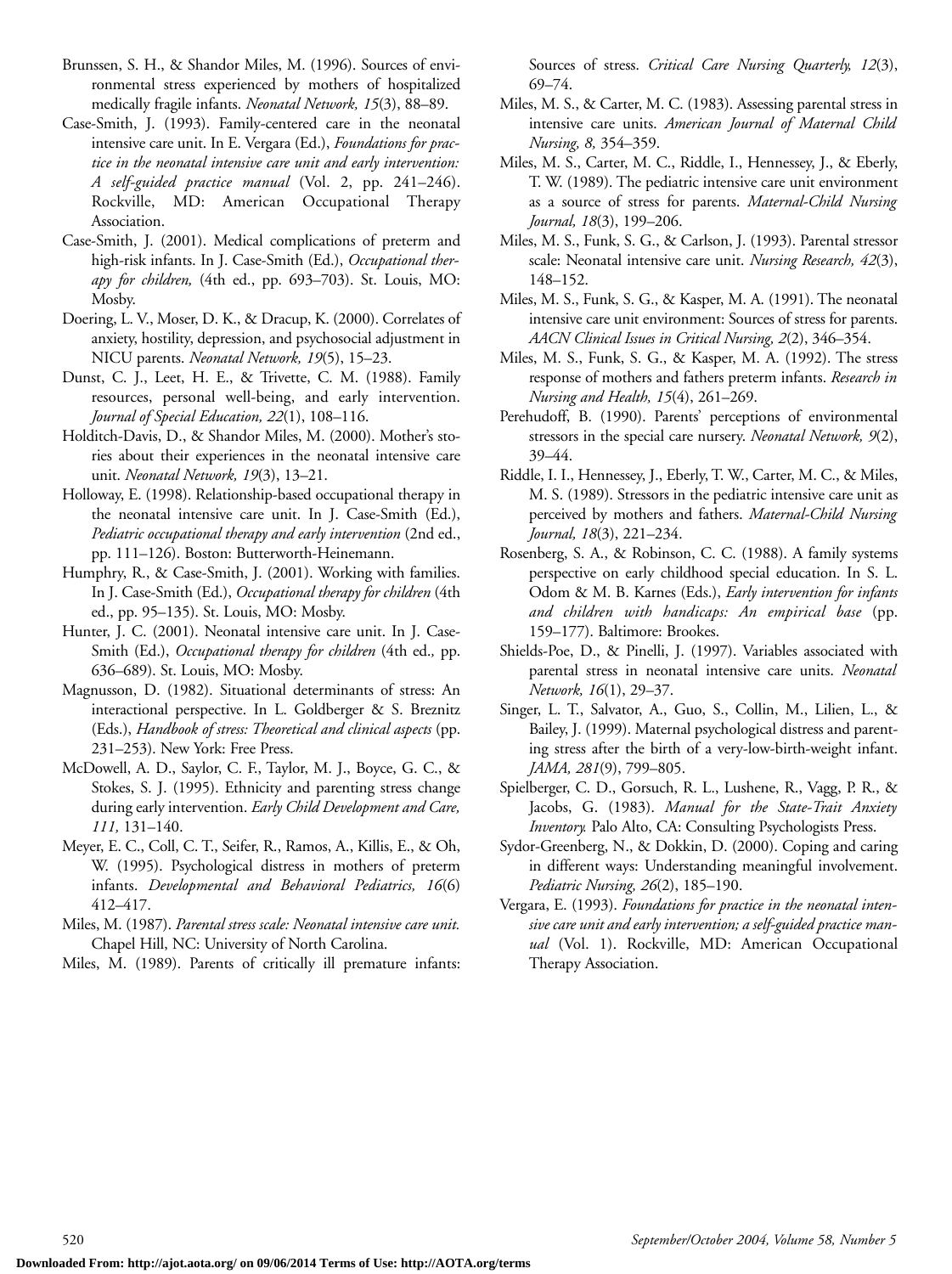Brunssen, S. H., & Shandor Miles, M. (1996). Sources of environmental stress experienced by mothers of hospitalized medically fragile infants. *Neonatal Network, 15*(3), 88–89.

Case-Smith, J. (1993). Family-centered care in the neonatal intensive care unit. In E. Vergara (Ed.), *Foundations for practice in the neonatal intensive care unit and early intervention: A self-guided practice manual* (Vol. 2, pp. 241–246). Rockville, MD: American Occupational Therapy Association.

Case-Smith, J. (2001). Medical complications of preterm and high-risk infants. In J. Case-Smith (Ed.), *Occupational therapy for children,* (4th ed., pp. 693–703). St. Louis, MO: Mosby.

Doering, L. V., Moser, D. K., & Dracup, K. (2000). Correlates of anxiety, hostility, depression, and psychosocial adjustment in NICU parents. *Neonatal Network, 19*(5), 15–23.

Dunst, C. J., Leet, H. E., & Trivette, C. M. (1988). Family resources, personal well-being, and early intervention. *Journal of Special Education, 22*(1), 108–116.

Holditch-Davis, D., & Shandor Miles, M. (2000). Mother's stories about their experiences in the neonatal intensive care unit. *Neonatal Network, 19*(3), 13–21.

Holloway, E. (1998). Relationship-based occupational therapy in the neonatal intensive care unit. In J. Case-Smith (Ed.), *Pediatric occupational therapy and early intervention* (2nd ed., pp. 111–126). Boston: Butterworth-Heinemann.

Humphry, R., & Case-Smith, J. (2001). Working with families. In J. Case-Smith (Ed.), *Occupational therapy for children* (4th ed., pp. 95–135). St. Louis, MO: Mosby.

Hunter, J. C. (2001). Neonatal intensive care unit. In J. Case-Smith (Ed.), *Occupational therapy for children* (4th ed., pp. 636–689). St. Louis, MO: Mosby.

Magnusson, D. (1982). Situational determinants of stress: An interactional perspective. In L. Goldberger & S. Breznitz (Eds.), *Handbook of stress: Theoretical and clinical aspects* (pp. 231–253). New York: Free Press.

McDowell, A. D., Saylor, C. F., Taylor, M. J., Boyce, G. C., & Stokes, S. J. (1995). Ethnicity and parenting stress change during early intervention. *Early Child Development and Care, 111,* 131–140.

Meyer, E. C., Coll, C. T., Seifer, R., Ramos, A., Killis, E., & Oh, W. (1995). Psychological distress in mothers of preterm infants. *Developmental and Behavioral Pediatrics, 16*(6) 412–417.

Miles, M. (1987). *Parental stress scale: Neonatal intensive care unit.* Chapel Hill, NC: University of North Carolina.

Miles, M. (1989). Parents of critically ill premature infants: Sources of stress. *Critical Care Nursing Quarterly, 12*(3), 69–74.

Miles, M. S., & Carter, M. C. (1983). Assessing parental stress in intensive care units. *American Journal of Maternal Child Nursing, 8,* 354–359.

Miles, M. S., Carter, M. C., Riddle, I., Hennessey, J., & Eberly, T. W. (1989). The pediatric intensive care unit environment as a source of stress for parents. *Maternal-Child Nursing Journal, 18*(3), 199–206.

Miles, M. S., Funk, S. G., & Carlson, J. (1993). Parental stressor scale: Neonatal intensive care unit. *Nursing Research, 42*(3), 148–152.

Miles, M. S., Funk, S. G., & Kasper, M. A. (1991). The neonatal intensive care unit environment: Sources of stress for parents. *AACN Clinical Issues in Critical Nursing, 2*(2), 346–354.

Miles, M. S., Funk, S. G., & Kasper, M. A. (1992). The stress response of mothers and fathers preterm infants. *Research in Nursing and Health, 15*(4), 261–269.

Perehudoff, B. (1990). Parents' perceptions of environmental stressors in the special care nursery. *Neonatal Network, 9*(2), 39–44.

Riddle, I. I., Hennessey, J., Eberly, T. W., Carter, M. C., & Miles, M. S. (1989). Stressors in the pediatric intensive care unit as perceived by mothers and fathers. *Maternal-Child Nursing Journal, 18*(3), 221–234.

Rosenberg, S. A., & Robinson, C. C. (1988). A family systems perspective on early childhood special education. In S. L. Odom & M. B. Karnes (Eds.), *Early intervention for infants and children with handicaps: An empirical base* (pp. 159–177). Baltimore: Brookes.

Shields-Poe, D., & Pinelli, J. (1997). Variables associated with parental stress in neonatal intensive care units. *Neonatal Network, 16*(1), 29–37.

Singer, L. T., Salvator, A., Guo, S., Collin, M., Lilien, L., & Bailey, J. (1999). Maternal psychological distress and parenting stress after the birth of a very-low-birth-weight infant. *JAMA, 281*(9), 799–805.

Spielberger, C. D., Gorsuch, R. L., Lushene, R., Vagg, P. R., & Jacobs, G. (1983). *Manual for the State-Trait Anxiety Inventory.* Palo Alto, CA: Consulting Psychologists Press.

Sydor-Greenberg, N., & Dokkin, D. (2000). Coping and caring in different ways: Understanding meaningful involvement. *Pediatric Nursing, 26*(2), 185–190.

Vergara, E. (1993). *Foundations for practice in the neonatal intensive care unit and early intervention; a self-guided practice manual* (Vol. 1). Rockville, MD: American Occupational Therapy Association.